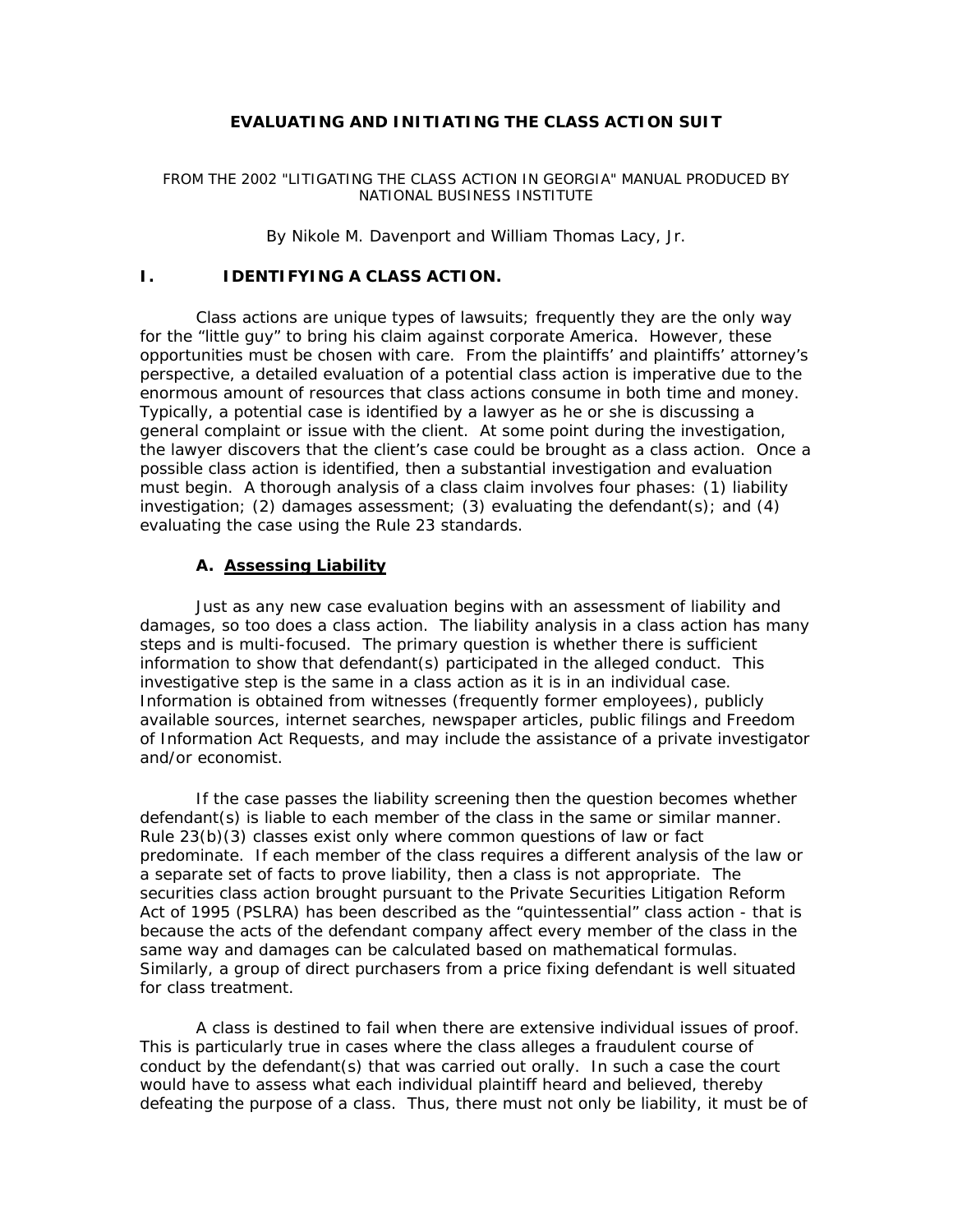# EVALUATING AND INITIATING THE CLASS ACTION SUIT

FROM THE 2002 "LITIGATING THE CLASS ACTION IN GEORGIA" MANUAL PRODUCED BY NATIONAL BUSINESS INSTITUTE

By Nikole M. Davenport and William Thomas Lacy, Jr.

## I. IDENTIFYING A CLASS ACTION.

Class actions are unique types of lawsuits; frequently they are the only way for the "little guy" to bring his claim against corporate America. However, these opportunities must be chosen with care. From the plaintiffs' and plaintiffs' attorney's perspective, a detailed evaluation of a potential class action is imperative due to the enormous amount of resources that class actions consume in both time and money. Typically, a potential case is identified by a lawyer as he or she is discussing a general complaint or issue with the client. At some point during the investigation, the lawyer discovers that the client's case could be brought as a class action. Once a possible class action is identified, then a substantial investigation and evaluation must begin. A thorough analysis of a class claim involves four phases: (1) liability investigation; (2) damages assessment; (3) evaluating the defendant(s); and (4) evaluating the case using the Rule 23 standards.

### A. Assessing Liability

Just as any new case evaluation begins with an assessment of liability and damages, so too does a class action. The liability analysis in a class action has many steps and is multi-focused. The primary question is whether there is sufficient information to show that defendant(s) participated in the alleged conduct. This investigative step is the same in a class action as it is in an individual case. Information is obtained from witnesses (frequently former employees), publicly available sources, internet searches, newspaper articles, public filings and Freedom of Information Act Requests, and may include the assistance of a private investigator and/or economist.

If the case passes the liability screening then the question becomes whether defendant(s) is liable to each member of the class in the same or similar manner. Rule 23(b)(3) classes exist only where common questions of law or fact predominate. If each member of the class requires a different analysis of the law or a separate set of facts to prove liability, then a class is not appropriate. The securities class action brought pursuant to the Private Securities Litigation Reform Act of 1995 (PSLRA) has been described as the "quintessential" class action - that is because the acts of the defendant company affect every member of the class in the same way and damages can be calculated based on mathematical formulas. Similarly, a group of direct purchasers from a price fixing defendant is well situated for class treatment.

A class is destined to fail when there are extensive individual issues of proof. This is particularly true in cases where the class alleges a fraudulent course of conduct by the defendant(s) that was carried out orally. In such a case the court would have to assess what each individual plaintiff heard and believed, thereby defeating the purpose of a class. Thus, there must not only be liability, it must be of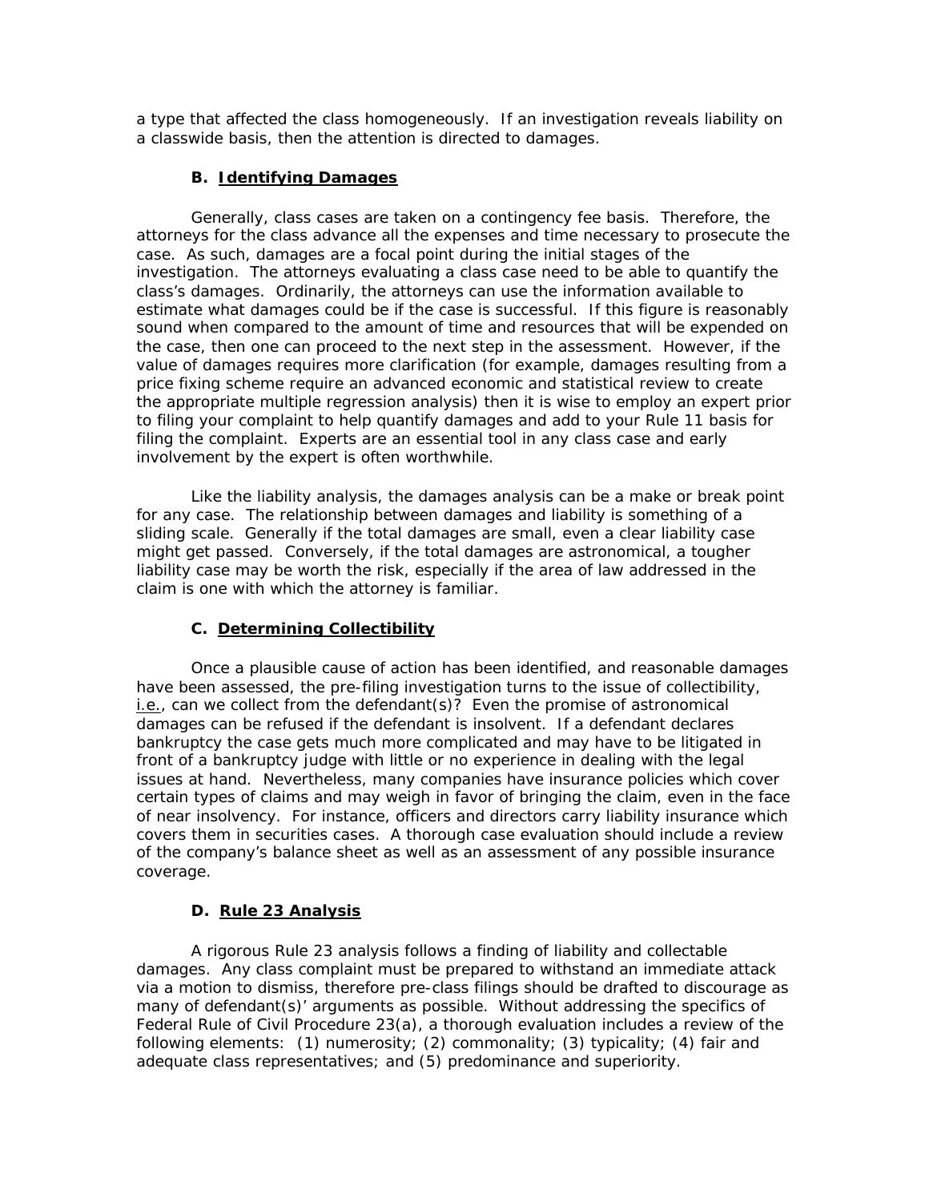a type that affected the class homogeneously. If an investigation reveals liability on a classwide basis, then the attention is directed to damages.

### B. Identifying Damages

Generally, class cases are taken on a contingency fee basis. Therefore, the attorneys for the class advance all the expenses and time necessary to prosecute the case. As such, damages are a focal point during the initial stages of the investigation. The attorneys evaluating a class case need to be able to quantify the class's damages. Ordinarily, the attorneys can use the information available to estimate what damages could be if the case is successful. If this figure is reasonably sound when compared to the amount of time and resources that will be expended on the case, then one can proceed to the next step in the assessment. However, if the value of damages requires more clarification (for example, damages resulting from a price fixing scheme require an advanced economic and statistical review to create the appropriate multiple regression analysis) then it is wise to employ an expert prior to filing your complaint to help quantify damages and add to your Rule 11 basis for filing the complaint. Experts are an essential tool in any class case and early involvement by the expert is often worthwhile.

Like the liability analysis, the damages analysis can be a make or break point for any case. The relationship between damages and liability is something of a sliding scale. Generally if the total damages are small, even a clear liability case might get passed. Conversely, if the total damages are astronomical, a tougher liability case may be worth the risk, especially if the area of law addressed in the claim is one with which the attorney is familiar.

### C. Determining Collectibility

Once a plausible cause of action has been identified, and reasonable damages have been assessed, the pre-filing investigation turns to the issue of collectibility, i.e., can we collect from the defendant(s)? Even the promise of astronomical damages can be refused if the defendant is insolvent. If a defendant declares bankruptcy the case gets much more complicated and may have to be litigated in front of a bankruptcy judge with little or no experience in dealing with the legal issues at hand. Nevertheless, many companies have insurance policies which cover certain types of claims and may weigh in favor of bringing the claim, even in the face of near insolvency. For instance, officers and directors carry liability insurance which covers them in securities cases. A thorough case evaluation should include a review of the company's balance sheet as well as an assessment of any possible insurance coverage.

### D. Rule 23 Analysis

A rigorous Rule 23 analysis follows a finding of liability and collectable damages. Any class complaint must be prepared to withstand an immediate attack via a motion to dismiss, therefore pre-class filings should be drafted to discourage as many of defendant(s)' arguments as possible. Without addressing the specifics of Federal Rule of Civil Procedure 23(a), a thorough evaluation includes a review of the following elements: (1) numerosity; (2) commonality; (3) typicality; (4) fair and adequate class representatives; and (5) predominance and superiority.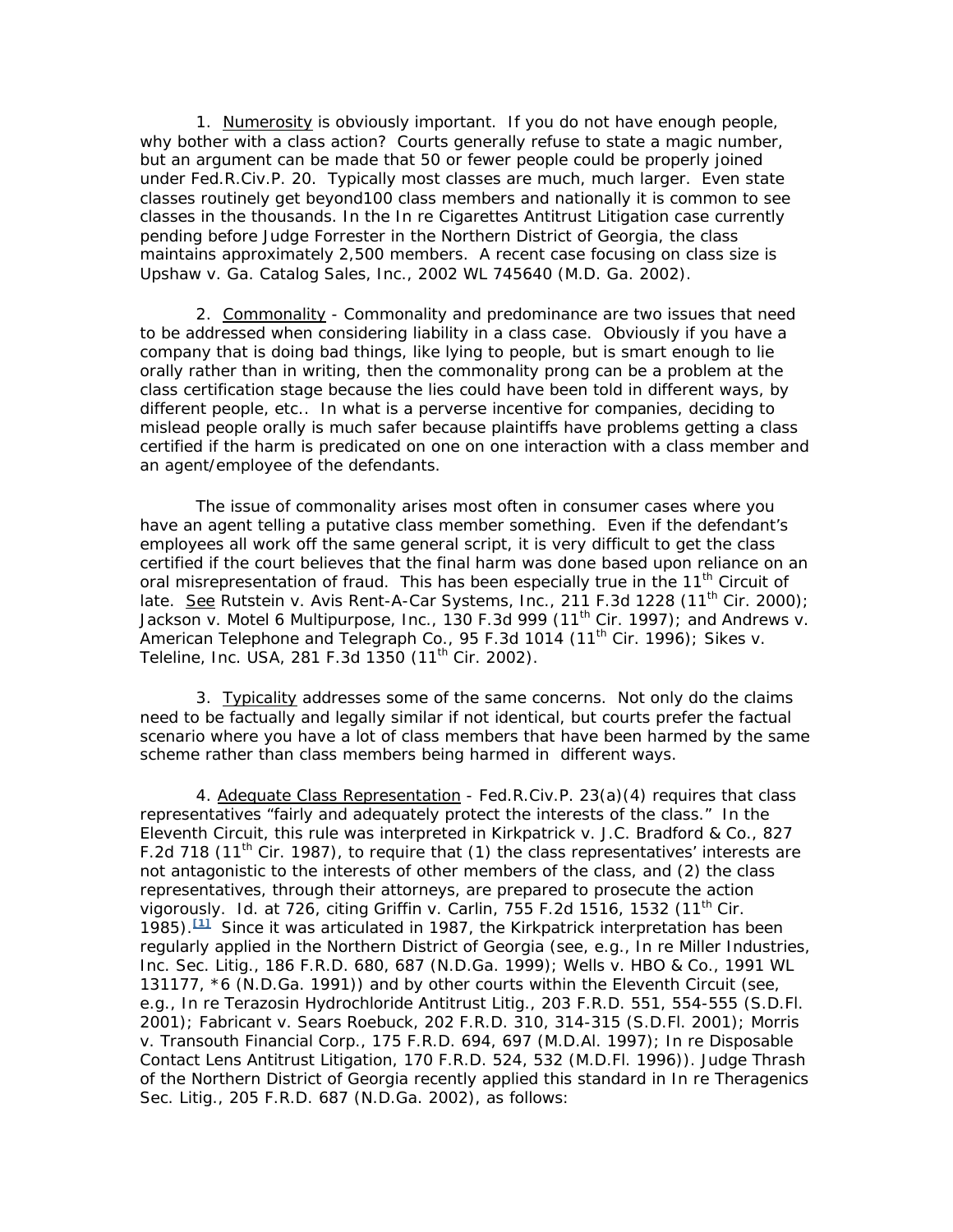1. Numerosity is obviously important. If you do not have enough people, why bother with a class action? Courts generally refuse to state a magic number, but an argument can be made that 50 or fewer people could be properly joined under Fed.R.Civ.P. 20. Typically most classes are much, much larger. Even state classes routinely get beyond100 class members and nationally it is common to see classes in the thousands. In the In re Cigarettes Antitrust Litigation case currently pending before Judge Forrester in the Northern District of Georgia, the class maintains approximately 2,500 members. A recent case focusing on class size is Upshaw v. Ga. Catalog Sales, Inc., 2002 WL 745640 (M.D. Ga. 2002).

2. Commonality - Commonality and predominance are two issues that need to be addressed when considering liability in a class case. Obviously if you have a company that is doing bad things, like lying to people, but is smart enough to lie orally rather than in writing, then the commonality prong can be a problem at the class certification stage because the lies could have been told in different ways, by different people, etc.. In what is a perverse incentive for companies, deciding to mislead people orally is much safer because plaintiffs have problems getting a class certified if the harm is predicated on one on one interaction with a class member and an agent/employee of the defendants.

The issue of commonality arises most often in consumer cases where you have an agent telling a putative class member something. Even if the defendant's employees all work off the same general script, it is very difficult to get the class certified if the court believes that the final harm was done based upon reliance on an oral misrepresentation of fraud. This has been especially true in the 11th Circuit of late. See Rutstein v. Avis Rent-A-Car Systems, Inc., 211 F.3d 1228 (11th Cir. 2000); Jackson v. Motel 6 Multipurpose, Inc., 130 F.3d 999 (11th Cir. 1997); and Andrews v. American Telephone and Telegraph Co., 95 F.3d 1014 (11th Cir. 1996); Sikes v. Teleline, Inc. USA, 281 F.3d 1350 (11th Cir. 2002).

3. Typicality addresses some of the same concerns. Not only do the claims need to be factually and legally similar if not identical, but courts prefer the factual scenario where you have a lot of class members that have been harmed by the same scheme rather than class members being harmed in different ways.

4. Adequate Class Representation - Fed.R.Civ.P. 23(a)(4) requires that class representatives "fairly and adequately protect the interests of the class." In the Eleventh Circuit, this rule was interpreted in Kirkpatrick v. J.C. Bradford & Co., 827 F.2d 718 (11th Cir. 1987), to require that (1) the class representatives' interests are not antagonistic to the interests of other members of the class, and (2) the class representatives, through their attorneys, are prepared to prosecute the action vigorously. Id. at 726, citing Griffin v. Carlin, 755 F.2d 1516, 1532 (11th Cir. 1985).[1] Since it was articulated in 1987, the Kirkpatrick interpretation has been regularly applied in the Northern District of Georgia (see, e.g., In re Miller Industries, Inc. Sec. Litig., 186 F.R.D. 680, 687 (N.D.Ga. 1999); Wells v. HBO & Co., 1991 WL 131177, *6 (N.D.Ga. 1991)) and by other courts within the Eleventh Circuit (see, e.g., In re Terazosin Hydrochloride Antitrust Litig., 203 F.R.D. 551, 554-555 (S.D.Fl. 2001); Fabricant v. Sears Roebuck, 202 F.R.D. 310, 314-315 (S.D.Fl. 2001); Morris v. Transouth Financial Corp., 175 F.R.D. 694, 697 (M.D.Al. 1997); In re Disposable Contact Lens Antitrust Litigation, 170 F.R.D. 524, 532 (M.D.Fl. 1996)). Judge Thrash of the Northern District of Georgia recently applied this standard in In re Theragenics Sec. Litig., 205 F.R.D. 687 (N.D.Ga. 2002), as follows: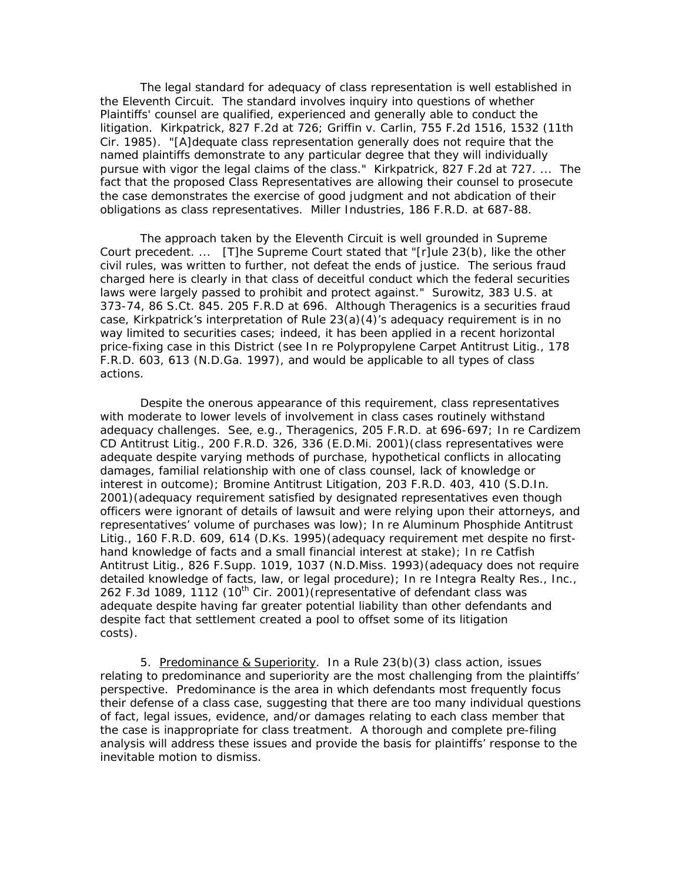The legal standard for adequacy of class representation is well established in the Eleventh Circuit. The standard involves inquiry into questions of whether Plaintiffs' counsel are qualified, experienced and generally able to conduct the litigation. Kirkpatrick, 827 F.2d at 726; Griffin v. Carlin, 755 F.2d 1516, 1532 (11th Cir. 1985). "[A]dequate class representation generally does not require that the named plaintiffs demonstrate to any particular degree that they will individually pursue with vigor the legal claims of the class." Kirkpatrick, 827 F.2d at 727. ... The fact that the proposed Class Representatives are allowing their counsel to prosecute the case demonstrates the exercise of good judgment and not abdication of their obligations as class representatives. Miller Industries, 186 F.R.D. at 687-88.

The approach taken by the Eleventh Circuit is well grounded in Supreme Court precedent. ... [T]he Supreme Court stated that "[r]ule 23(b), like the other civil rules, was written to further, not defeat the ends of justice. The serious fraud charged here is clearly in that class of deceitful conduct which the federal securities laws were largely passed to prohibit and protect against." Surowitz, 383 U.S. at 373-74, 86 S.Ct. 845. 205 F.R.D at 696. Although Theragenics is a securities fraud case, Kirkpatrick's interpretation of Rule 23(a)(4)'s adequacy requirement is in no way limited to securities cases; indeed, it has been applied in a recent horizontal price-fixing case in this District (see In re Polypropylene Carpet Antitrust Litig., 178 F.R.D. 603, 613 (N.D.Ga. 1997), and would be applicable to all types of class actions.

Despite the onerous appearance of this requirement, class representatives with moderate to lower levels of involvement in class cases routinely withstand adequacy challenges. See, e.g., Theragenics, 205 F.R.D. at 696-697; In re Cardizem CD Antitrust Litig., 200 F.R.D. 326, 336 (E.D.Mi. 2001)(class representatives were adequate despite varying methods of purchase, hypothetical conflicts in allocating damages, familial relationship with one of class counsel, lack of knowledge or interest in outcome); Bromine Antitrust Litigation, 203 F.R.D. 403, 410 (S.D.In. 2001)(adequacy requirement satisfied by designated representatives even though officers were ignorant of details of lawsuit and were relying upon their attorneys, and representatives' volume of purchases was low); In re Aluminum Phosphide Antitrust Litig., 160 F.R.D. 609, 614 (D.Ks. 1995)(adequacy requirement met despite no first-hand knowledge of facts and a small financial interest at stake); In re Catfish Antitrust Litig., 826 F.Supp. 1019, 1037 (N.D.Miss. 1993)(adequacy does not require detailed knowledge of facts, law, or legal procedure); In re Integra Realty Res., Inc., 262 F.3d 1089, 1112 (10th Cir. 2001)(representative of defendant class was adequate despite having far greater potential liability than other defendants and despite fact that settlement created a pool to offset some of its litigation costs).

5. Predominance & Superiority. In a Rule 23(b)(3) class action, issues relating to predominance and superiority are the most challenging from the plaintiffs' perspective. Predominance is the area in which defendants most frequently focus their defense of a class case, suggesting that there are too many individual questions of fact, legal issues, evidence, and/or damages relating to each class member that the case is inappropriate for class treatment. A thorough and complete pre-filing analysis will address these issues and provide the basis for plaintiffs' response to the inevitable motion to dismiss.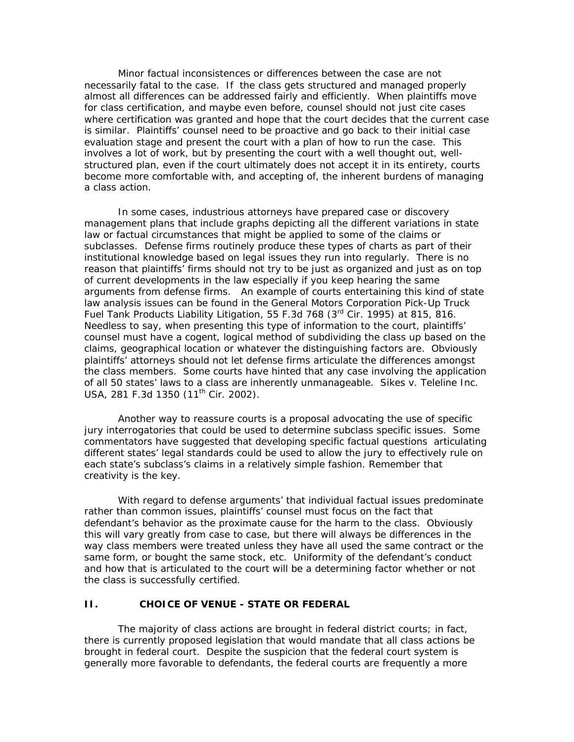Minor factual inconsistences or differences between the case are not necessarily fatal to the case. If the class gets structured and managed properly almost all differences can be addressed fairly and efficiently. When plaintiffs move for class certification, and maybe even before, counsel should not just cite cases where certification was granted and hope that the court decides that the current case is similar. Plaintiffs' counsel need to be proactive and go back to their initial case evaluation stage and present the court with a plan of how to run the case. This involves a lot of work, but by presenting the court with a well thought out, well-structured plan, even if the court ultimately does not accept it in its entirety, courts become more comfortable with, and accepting of, the inherent burdens of managing a class action.

In some cases, industrious attorneys have prepared case or discovery management plans that include graphs depicting all the different variations in state law or factual circumstances that might be applied to some of the claims or subclasses. Defense firms routinely produce these types of charts as part of their institutional knowledge based on legal issues they run into regularly. There is no reason that plaintiffs' firms should not try to be just as organized and just as on top of current developments in the law especially if you keep hearing the same arguments from defense firms. An example of courts entertaining this kind of state law analysis issues can be found in the General Motors Corporation Pick-Up Truck Fuel Tank Products Liability Litigation, 55 F.3d 768 (3rd Cir. 1995) at 815, 816. Needless to say, when presenting this type of information to the court, plaintiffs' counsel must have a cogent, logical method of subdividing the class up based on the claims, geographical location or whatever the distinguishing factors are. Obviously plaintiffs' attorneys should not let defense firms articulate the differences amongst the class members. Some courts have hinted that any case involving the application of all 50 states' laws to a class are inherently unmanageable. Sikes v. Teleline Inc. USA, 281 F.3d 1350 (11th Cir. 2002).

Another way to reassure courts is a proposal advocating the use of specific jury interrogatories that could be used to determine subclass specific issues. Some commentators have suggested that developing specific factual questions articulating different states' legal standards could be used to allow the jury to effectively rule on each state's subclass's claims in a relatively simple fashion. Remember that creativity is the key.

With regard to defense arguments' that individual factual issues predominate rather than common issues, plaintiffs' counsel must focus on the fact that defendant's behavior as the proximate cause for the harm to the class. Obviously this will vary greatly from case to case, but there will always be differences in the way class members were treated unless they have all used the same contract or the same form, or bought the same stock, etc. Uniformity of the defendant's conduct and how that is articulated to the court will be a determining factor whether or not the class is successfully certified.

## II. CHOICE OF VENUE - STATE OR FEDERAL

The majority of class actions are brought in federal district courts; in fact, there is currently proposed legislation that would mandate that all class actions be brought in federal court. Despite the suspicion that the federal court system is generally more favorable to defendants, the federal courts are frequently a more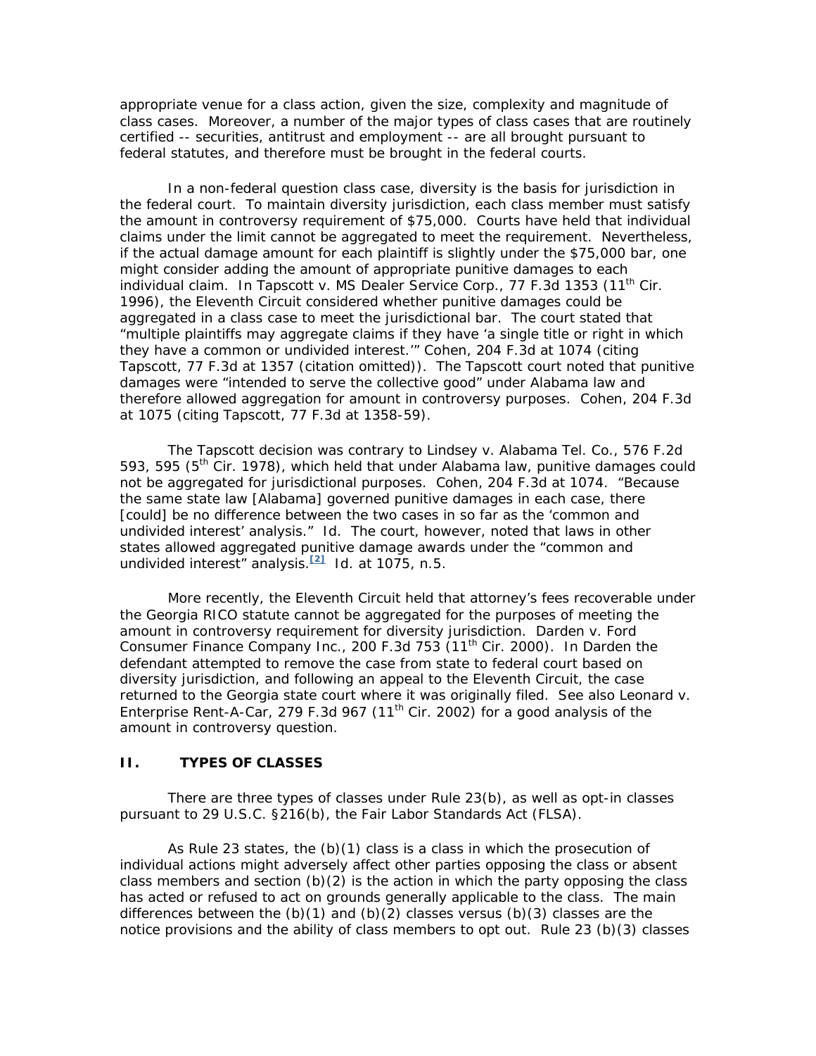appropriate venue for a class action, given the size, complexity and magnitude of class cases. Moreover, a number of the major types of class cases that are routinely certified -- securities, antitrust and employment -- are all brought pursuant to federal statutes, and therefore must be brought in the federal courts.

In a non-federal question class case, diversity is the basis for jurisdiction in the federal court. To maintain diversity jurisdiction, each class member must satisfy the amount in controversy requirement of $75,000. Courts have held that individual claims under the limit cannot be aggregated to meet the requirement. Nevertheless, if the actual damage amount for each plaintiff is slightly under the $75,000 bar, one might consider adding the amount of appropriate punitive damages to each individual claim. In Tapscott v. MS Dealer Service Corp., 77 F.3d 1353 (11th Cir. 1996), the Eleventh Circuit considered whether punitive damages could be aggregated in a class case to meet the jurisdictional bar. The court stated that "multiple plaintiffs may aggregate claims if they have 'a single title or right in which they have a common or undivided interest.'" Cohen, 204 F.3d at 1074 (citing Tapscott, 77 F.3d at 1357 (citation omitted)). The Tapscott court noted that punitive damages were "intended to serve the collective good" under Alabama law and therefore allowed aggregation for amount in controversy purposes. Cohen, 204 F.3d at 1075 (citing Tapscott, 77 F.3d at 1358-59).

The Tapscott decision was contrary to Lindsey v. Alabama Tel. Co., 576 F.2d 593, 595 (5th Cir. 1978), which held that under Alabama law, punitive damages could not be aggregated for jurisdictional purposes. Cohen, 204 F.3d at 1074. "Because the same state law [Alabama] governed punitive damages in each case, there [could] be no difference between the two cases in so far as the 'common and undivided interest' analysis." Id. The court, however, noted that laws in other states allowed aggregated punitive damage awards under the "common and undivided interest" analysis.[2] Id. at 1075, n.5.

More recently, the Eleventh Circuit held that attorney's fees recoverable under the Georgia RICO statute cannot be aggregated for the purposes of meeting the amount in controversy requirement for diversity jurisdiction. Darden v. Ford Consumer Finance Company Inc., 200 F.3d 753 (11th Cir. 2000). In Darden the defendant attempted to remove the case from state to federal court based on diversity jurisdiction, and following an appeal to the Eleventh Circuit, the case returned to the Georgia state court where it was originally filed. See also Leonard v. Enterprise Rent-A-Car, 279 F.3d 967 (11th Cir. 2002) for a good analysis of the amount in controversy question.

## II. TYPES OF CLASSES

There are three types of classes under Rule 23(b), as well as opt-in classes pursuant to 29 U.S.C. §216(b), the Fair Labor Standards Act (FLSA).

As Rule 23 states, the (b)(1) class is a class in which the prosecution of individual actions might adversely affect other parties opposing the class or absent class members and section (b)(2) is the action in which the party opposing the class has acted or refused to act on grounds generally applicable to the class. The main differences between the (b)(1) and (b)(2) classes versus (b)(3) classes are the notice provisions and the ability of class members to opt out. Rule 23 (b)(3) classes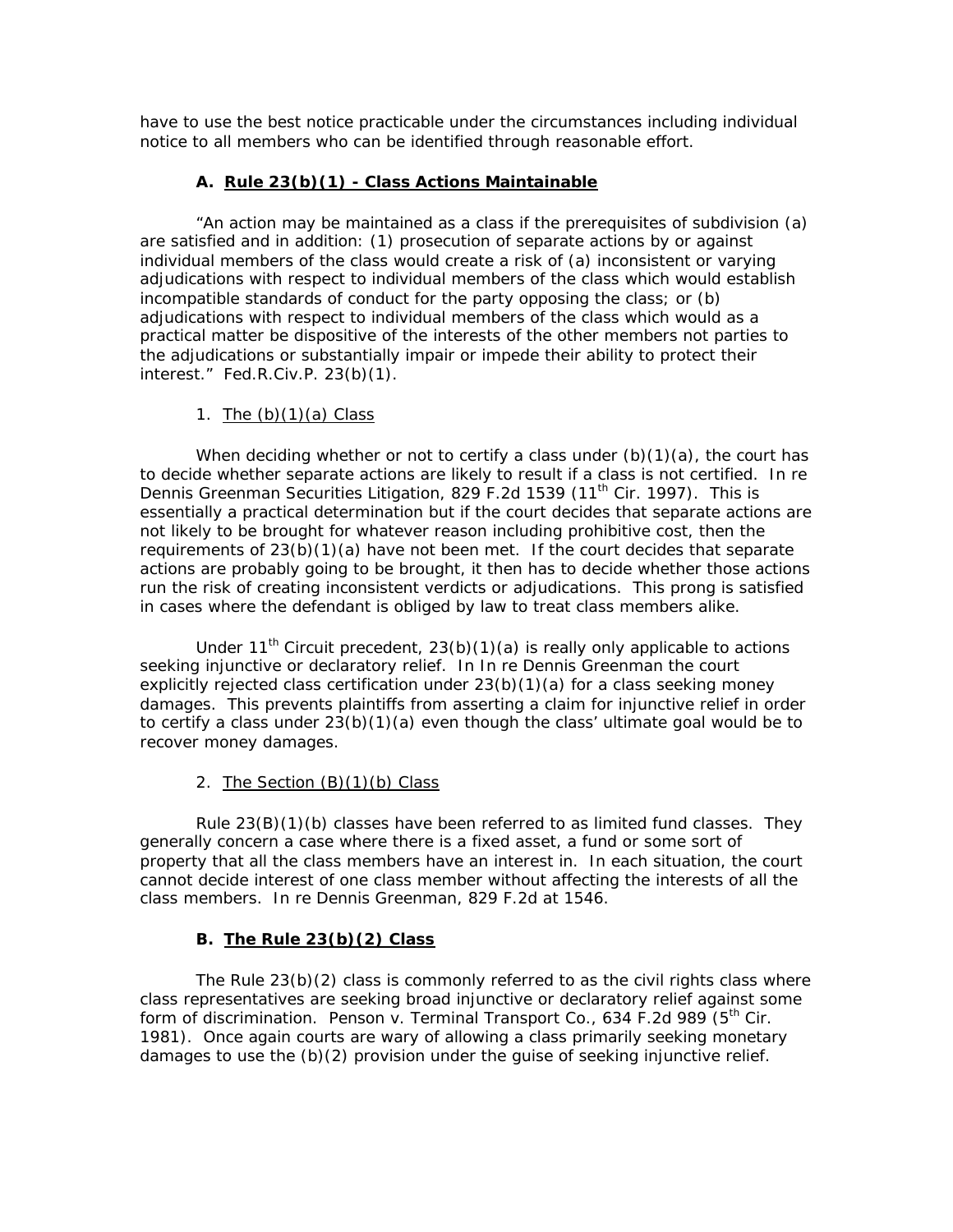have to use the best notice practicable under the circumstances including individual notice to all members who can be identified through reasonable effort.

### A. Rule 23(b)(1) - Class Actions Maintainable

"An action may be maintained as a class if the prerequisites of subdivision (a) are satisfied and in addition: (1) prosecution of separate actions by or against individual members of the class would create a risk of (a) inconsistent or varying adjudications with respect to individual members of the class which would establish incompatible standards of conduct for the party opposing the class; or (b) adjudications with respect to individual members of the class which would as a practical matter be dispositive of the interests of the other members not parties to the adjudications or substantially impair or impede their ability to protect their interest." Fed.R.Civ.P. 23(b)(1).

#### 1. The (b)(1)(a) Class

When deciding whether or not to certify a class under (b)(1)(a), the court has to decide whether separate actions are likely to result if a class is not certified. In re Dennis Greenman Securities Litigation, 829 F.2d 1539 (11th Cir. 1997). This is essentially a practical determination but if the court decides that separate actions are not likely to be brought for whatever reason including prohibitive cost, then the requirements of 23(b)(1)(a) have not been met. If the court decides that separate actions are probably going to be brought, it then has to decide whether those actions run the risk of creating inconsistent verdicts or adjudications. This prong is satisfied in cases where the defendant is obliged by law to treat class members alike.

Under 11th Circuit precedent, 23(b)(1)(a) is really only applicable to actions seeking injunctive or declaratory relief. In In re Dennis Greenman the court explicitly rejected class certification under 23(b)(1)(a) for a class seeking money damages. This prevents plaintiffs from asserting a claim for injunctive relief in order to certify a class under 23(b)(1)(a) even though the class' ultimate goal would be to recover money damages.

#### 2. The Section (B)(1)(b) Class

Rule 23(B)(1)(b) classes have been referred to as limited fund classes. They generally concern a case where there is a fixed asset, a fund or some sort of property that all the class members have an interest in. In each situation, the court cannot decide interest of one class member without affecting the interests of all the class members. In re Dennis Greenman, 829 F.2d at 1546.

### B. The Rule 23(b)(2) Class

The Rule 23(b)(2) class is commonly referred to as the civil rights class where class representatives are seeking broad injunctive or declaratory relief against some form of discrimination. Penson v. Terminal Transport Co., 634 F.2d 989 (5th Cir. 1981). Once again courts are wary of allowing a class primarily seeking monetary damages to use the (b)(2) provision under the guise of seeking injunctive relief.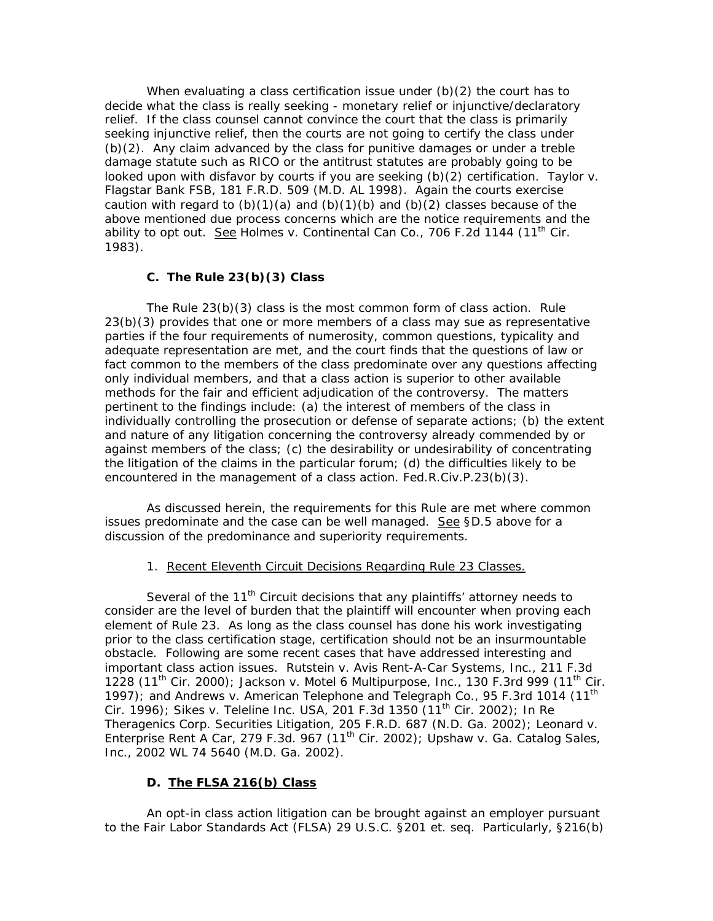When evaluating a class certification issue under (b)(2) the court has to decide what the class is really seeking - monetary relief or injunctive/declaratory relief. If the class counsel cannot convince the court that the class is primarily seeking injunctive relief, then the courts are not going to certify the class under (b)(2). Any claim advanced by the class for punitive damages or under a treble damage statute such as RICO or the antitrust statutes are probably going to be looked upon with disfavor by courts if you are seeking (b)(2) certification. Taylor v. Flagstar Bank FSB, 181 F.R.D. 509 (M.D. AL 1998). Again the courts exercise caution with regard to (b)(1)(a) and (b)(1)(b) and (b)(2) classes because of the above mentioned due process concerns which are the notice requirements and the ability to opt out. <u>See</u> Holmes v. Continental Can Co., 706 F.2d 1144 (11th Cir. 1983).

### C. The Rule 23(b)(3) Class

The Rule 23(b)(3) class is the most common form of class action. Rule 23(b)(3) provides that one or more members of a class may sue as representative parties if the four requirements of numerosity, common questions, typicality and adequate representation are met, and the court finds that the questions of law or fact common to the members of the class predominate over any questions affecting only individual members, and that a class action is superior to other available methods for the fair and efficient adjudication of the controversy. The matters pertinent to the findings include: (a) the interest of members of the class in individually controlling the prosecution or defense of separate actions; (b) the extent and nature of any litigation concerning the controversy already commended by or against members of the class; (c) the desirability or undesirability of concentrating the litigation of the claims in the particular forum; (d) the difficulties likely to be encountered in the management of a class action. Fed.R.Civ.P.23(b)(3).

As discussed herein, the requirements for this Rule are met where common issues predominate and the case can be well managed. <u>See</u> §D.5 above for a discussion of the predominance and superiority requirements.

1. <u>Recent Eleventh Circuit Decisions Regarding Rule 23 Classes.</u>

Several of the 11th Circuit decisions that any plaintiffs' attorney needs to consider are the level of burden that the plaintiff will encounter when proving each element of Rule 23. As long as the class counsel has done his work investigating prior to the class certification stage, certification should not be an insurmountable obstacle. Following are some recent cases that have addressed interesting and important class action issues. Rutstein v. Avis Rent-A-Car Systems, Inc., 211 F.3d 1228 (11th Cir. 2000); Jackson v. Motel 6 Multipurpose, Inc., 130 F.3rd 999 (11th Cir. 1997); and Andrews v. American Telephone and Telegraph Co., 95 F.3rd 1014 (11th Cir. 1996); Sikes v. Teleline Inc. USA, 201 F.3d 1350 (11th Cir. 2002); In Re Theragenics Corp. Securities Litigation, 205 F.R.D. 687 (N.D. Ga. 2002); Leonard v. Enterprise Rent A Car, 279 F.3d. 967 (11th Cir. 2002); Upshaw v. Ga. Catalog Sales, Inc., 2002 WL 74 5640 (M.D. Ga. 2002).

### D. <u>The FLSA 216(b) Class</u>

An opt-in class action litigation can be brought against an employer pursuant to the Fair Labor Standards Act (FLSA) 29 U.S.C. §201 et. seq. Particularly, §216(b)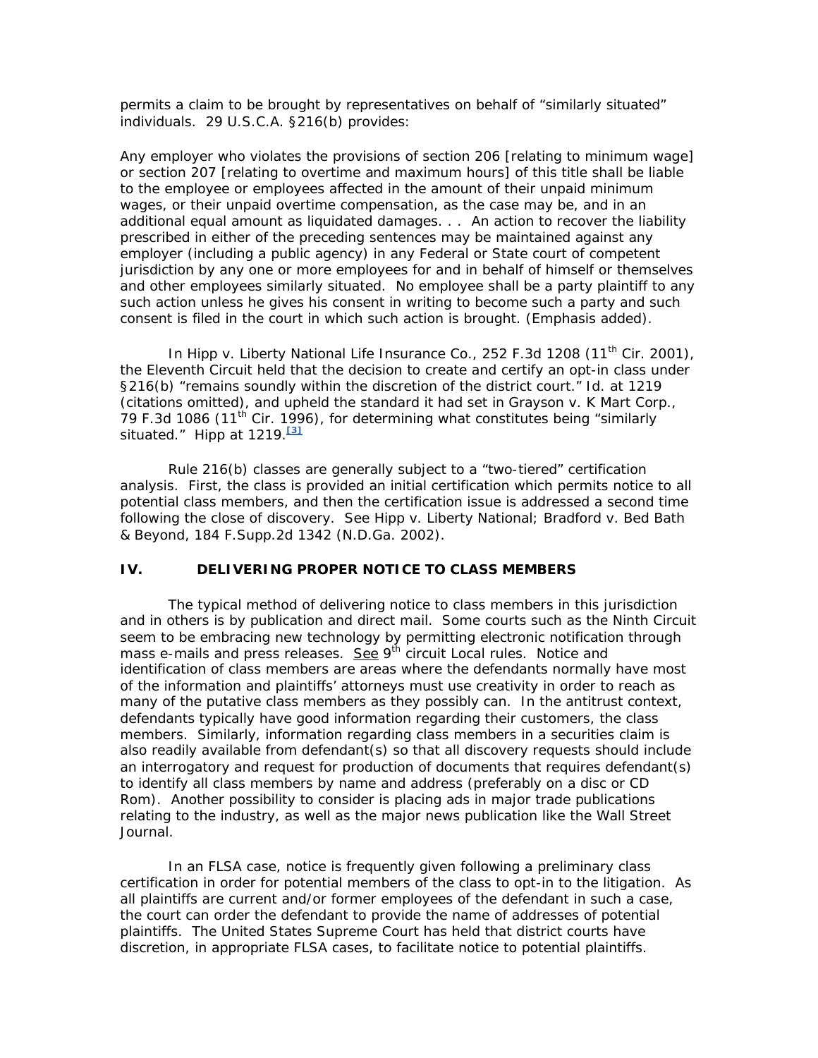permits a claim to be brought by representatives on behalf of "similarly situated" individuals. 29 U.S.C.A. §216(b) provides:

Any employer who violates the provisions of section 206 [relating to minimum wage] or section 207 [relating to overtime and maximum hours] of this title shall be liable to the employee or employees affected in the amount of their unpaid minimum wages, or their unpaid overtime compensation, as the case may be, and in an additional equal amount as liquidated damages. . . An action to recover the liability prescribed in either of the preceding sentences may be maintained against any employer (including a public agency) in any Federal or State court of competent jurisdiction by any one or more employees for and in behalf of himself or themselves and other employees similarly situated. No employee shall be a party plaintiff to any such action unless he gives his consent in writing to become such a party and such consent is filed in the court in which such action is brought. (Emphasis added).

In Hipp v. Liberty National Life Insurance Co., 252 F.3d 1208 (11th Cir. 2001), the Eleventh Circuit held that the decision to create and certify an opt-in class under §216(b) "remains soundly within the discretion of the district court." Id. at 1219 (citations omitted), and upheld the standard it had set in Grayson v. K Mart Corp., 79 F.3d 1086 (11th Cir. 1996), for determining what constitutes being "similarly situated." Hipp at 1219.[3]

Rule 216(b) classes are generally subject to a "two-tiered" certification analysis. First, the class is provided an initial certification which permits notice to all potential class members, and then the certification issue is addressed a second time following the close of discovery. See Hipp v. Liberty National; Bradford v. Bed Bath & Beyond, 184 F.Supp.2d 1342 (N.D.Ga. 2002).

## IV. DELIVERING PROPER NOTICE TO CLASS MEMBERS

The typical method of delivering notice to class members in this jurisdiction and in others is by publication and direct mail. Some courts such as the Ninth Circuit seem to be embracing new technology by permitting electronic notification through mass e-mails and press releases. See 9th circuit Local rules. Notice and identification of class members are areas where the defendants normally have most of the information and plaintiffs' attorneys must use creativity in order to reach as many of the putative class members as they possibly can. In the antitrust context, defendants typically have good information regarding their customers, the class members. Similarly, information regarding class members in a securities claim is also readily available from defendant(s) so that all discovery requests should include an interrogatory and request for production of documents that requires defendant(s) to identify all class members by name and address (preferably on a disc or CD Rom). Another possibility to consider is placing ads in major trade publications relating to the industry, as well as the major news publication like the Wall Street Journal.

In an FLSA case, notice is frequently given following a preliminary class certification in order for potential members of the class to opt-in to the litigation. As all plaintiffs are current and/or former employees of the defendant in such a case, the court can order the defendant to provide the name of addresses of potential plaintiffs. The United States Supreme Court has held that district courts have discretion, in appropriate FLSA cases, to facilitate notice to potential plaintiffs.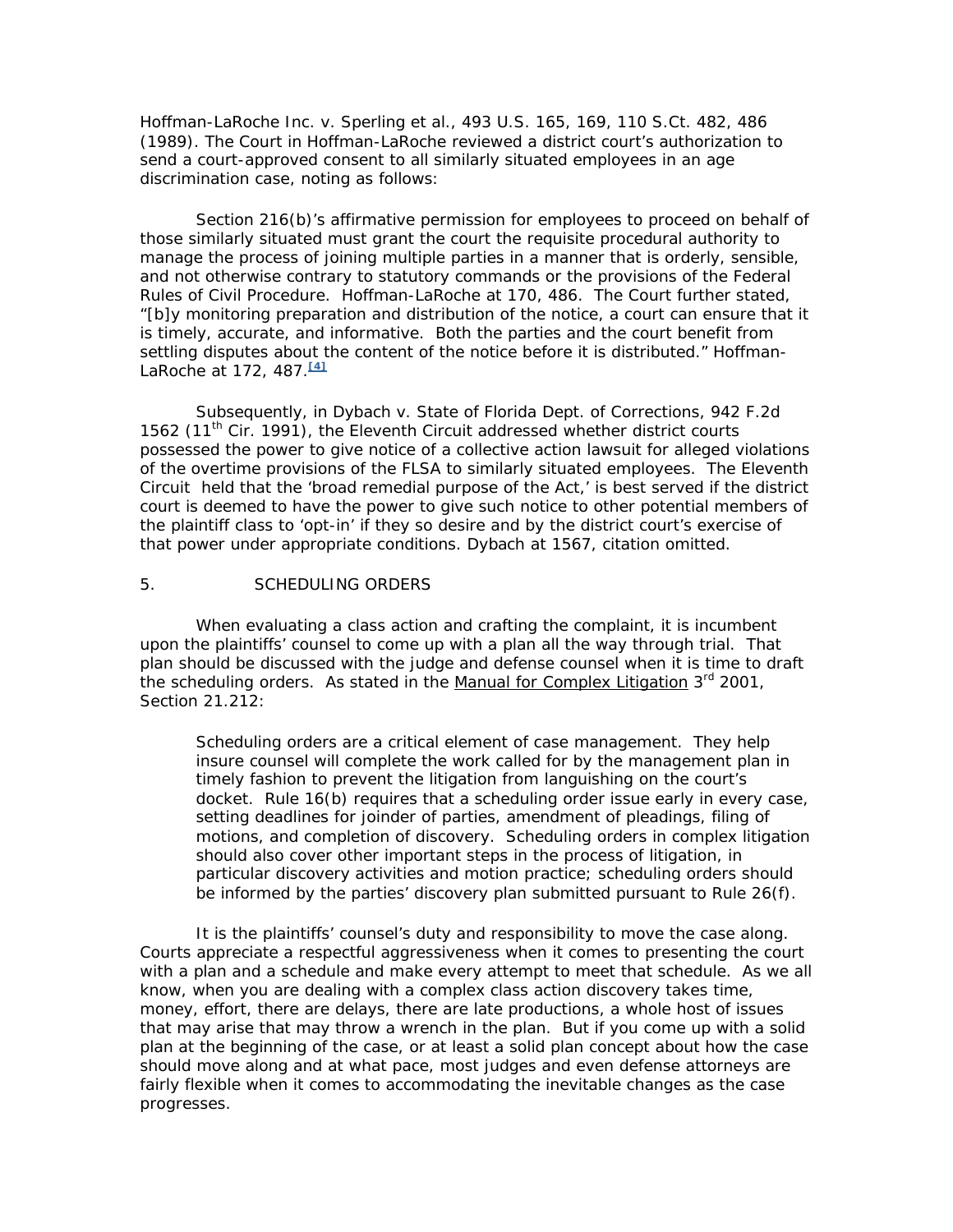Hoffman-LaRoche Inc. v. Sperling et al., 493 U.S. 165, 169, 110 S.Ct. 482, 486 (1989). The Court in Hoffman-LaRoche reviewed a district court's authorization to send a court-approved consent to all similarly situated employees in an age discrimination case, noting as follows:

Section 216(b)'s affirmative permission for employees to proceed on behalf of those similarly situated must grant the court the requisite procedural authority to manage the process of joining multiple parties in a manner that is orderly, sensible, and not otherwise contrary to statutory commands or the provisions of the Federal Rules of Civil Procedure. Hoffman-LaRoche at 170, 486. The Court further stated, "[b]y monitoring preparation and distribution of the notice, a court can ensure that it is timely, accurate, and informative. Both the parties and the court benefit from settling disputes about the content of the notice before it is distributed." Hoffman-LaRoche at 172, 487.[4]

Subsequently, in Dybach v. State of Florida Dept. of Corrections, 942 F.2d 1562 (11th Cir. 1991), the Eleventh Circuit addressed whether district courts possessed the power to give notice of a collective action lawsuit for alleged violations of the overtime provisions of the FLSA to similarly situated employees. The Eleventh Circuit held that the 'broad remedial purpose of the Act,' is best served if the district court is deemed to have the power to give such notice to other potential members of the plaintiff class to 'opt-in' if they so desire and by the district court's exercise of that power under appropriate conditions. Dybach at 1567, citation omitted.

5. SCHEDULING ORDERS

When evaluating a class action and crafting the complaint, it is incumbent upon the plaintiffs' counsel to come up with a plan all the way through trial. That plan should be discussed with the judge and defense counsel when it is time to draft the scheduling orders. As stated in the Manual for Complex Litigation 3rd 2001, Section 21.212:

> Scheduling orders are a critical element of case management. They help insure counsel will complete the work called for by the management plan in timely fashion to prevent the litigation from languishing on the court's docket. Rule 16(b) requires that a scheduling order issue early in every case, setting deadlines for joinder of parties, amendment of pleadings, filing of motions, and completion of discovery. Scheduling orders in complex litigation should also cover other important steps in the process of litigation, in particular discovery activities and motion practice; scheduling orders should be informed by the parties' discovery plan submitted pursuant to Rule 26(f).

It is the plaintiffs' counsel's duty and responsibility to move the case along. Courts appreciate a respectful aggressiveness when it comes to presenting the court with a plan and a schedule and make every attempt to meet that schedule. As we all know, when you are dealing with a complex class action discovery takes time, money, effort, there are delays, there are late productions, a whole host of issues that may arise that may throw a wrench in the plan. But if you come up with a solid plan at the beginning of the case, or at least a solid plan concept about how the case should move along and at what pace, most judges and even defense attorneys are fairly flexible when it comes to accommodating the inevitable changes as the case progresses.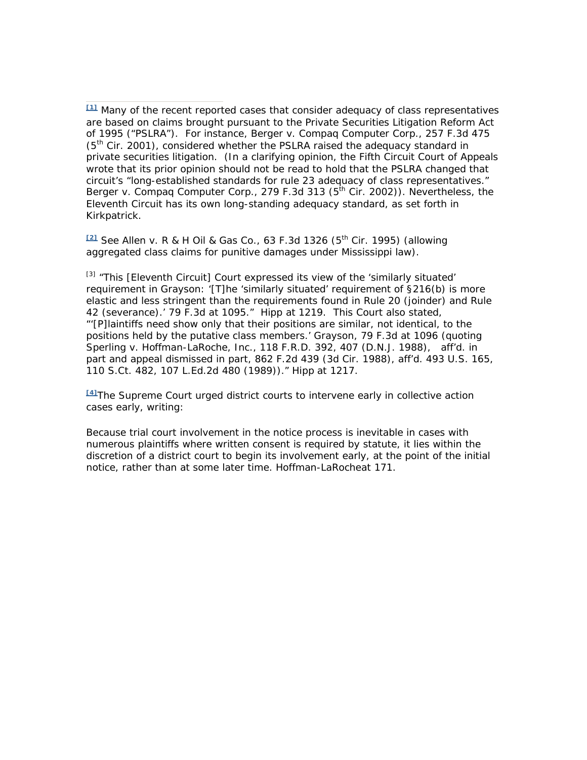[1] Many of the recent reported cases that consider adequacy of class representatives are based on claims brought pursuant to the Private Securities Litigation Reform Act of 1995 ("PSLRA"). For instance, Berger v. Compaq Computer Corp., 257 F.3d 475 (5th Cir. 2001), considered whether the PSLRA raised the adequacy standard in private securities litigation. (In a clarifying opinion, the Fifth Circuit Court of Appeals wrote that its prior opinion should not be read to hold that the PSLRA changed that circuit's "long-established standards for rule 23 adequacy of class representatives." Berger v. Compaq Computer Corp., 279 F.3d 313 (5th Cir. 2002)). Nevertheless, the Eleventh Circuit has its own long-standing adequacy standard, as set forth in Kirkpatrick.

[2] See Allen v. R & H Oil & Gas Co., 63 F.3d 1326 (5th Cir. 1995) (allowing aggregated class claims for punitive damages under Mississippi law).

[3] "This [Eleventh Circuit] Court expressed its view of the 'similarly situated' requirement in Grayson: '[T]he 'similarly situated' requirement of §216(b) is more elastic and less stringent than the requirements found in Rule 20 (joinder) and Rule 42 (severance).' 79 F.3d at 1095." Hipp at 1219. This Court also stated, "'[P]laintiffs need show only that their positions are similar, not identical, to the positions held by the putative class members.' Grayson, 79 F.3d at 1096 (quoting Sperling v. Hoffman-LaRoche, Inc., 118 F.R.D. 392, 407 (D.N.J. 1988), aff'd. in part and appeal dismissed in part, 862 F.2d 439 (3d Cir. 1988), aff'd. 493 U.S. 165, 110 S.Ct. 482, 107 L.Ed.2d 480 (1989))." Hipp at 1217.

[4] The Supreme Court urged district courts to intervene early in collective action cases early, writing:

Because trial court involvement in the notice process is inevitable in cases with numerous plaintiffs where written consent is required by statute, it lies within the discretion of a district court to begin its involvement early, at the point of the initial notice, rather than at some later time. Hoffman-LaRocheat 171.